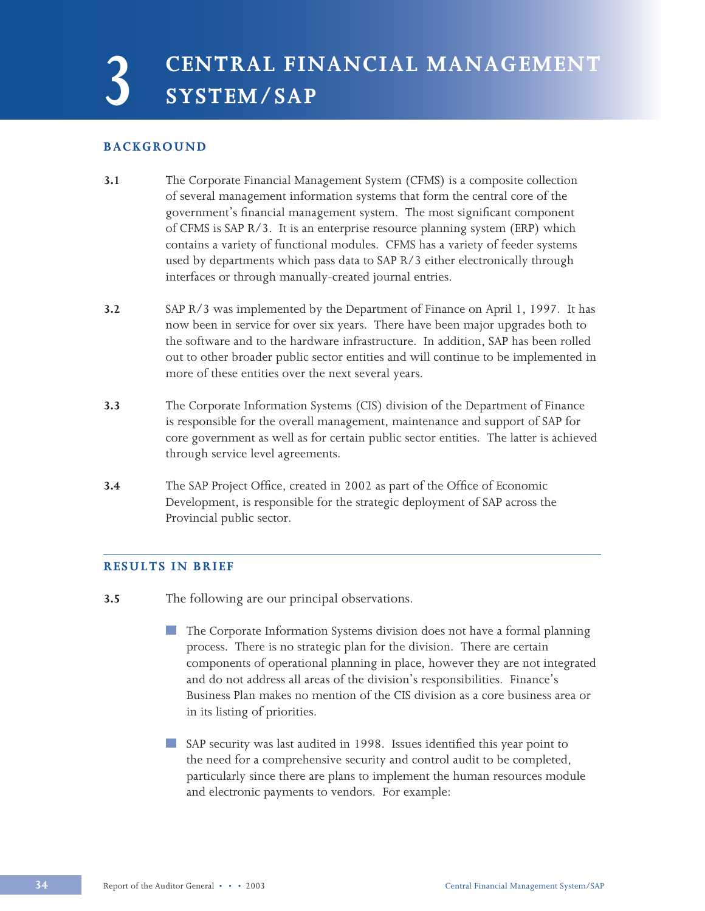# 3 CENTRAL FINANCIAL MANAGEMENT SYSTEM/SAP

## BACKGROUND

**3.1** The Corporate Financial Management System (CFMS) is a composite collection of several management information systems that form the central core of the government's financial management system. The most significant component of CFMS is SAP R/3. It is an enterprise resource planning system (ERP) which contains a variety of functional modules. CFMS has a variety of feeder systems used by departments which pass data to SAP R/3 either electronically through interfaces or through manually-created journal entries.

**3.2** SAP R/3 was implemented by the Department of Finance on April 1, 1997. It has now been in service for over six years. There have been major upgrades both to the software and to the hardware infrastructure. In addition, SAP has been rolled out to other broader public sector entities and will continue to be implemented in more of these entities over the next several years.

**3.3** The Corporate Information Systems (CIS) division of the Department of Finance is responsible for the overall management, maintenance and support of SAP for core government as well as for certain public sector entities. The latter is achieved through service level agreements.

**3.4** The SAP Project Office, created in 2002 as part of the Office of Economic Development, is responsible for the strategic deployment of SAP across the Provincial public sector.

## RESULTS IN BRIEF

**3.5** The following are our principal observations.

- The Corporate Information Systems division does not have a formal planning process. There is no strategic plan for the division. There are certain components of operational planning in place, however they are not integrated and do not address all areas of the division's responsibilities. Finance's Business Plan makes no mention of the CIS division as a core business area or in its listing of priorities.

- SAP security was last audited in 1998. Issues identified this year point to the need for a comprehensive security and control audit to be completed, particularly since there are plans to implement the human resources module and electronic payments to vendors. For example: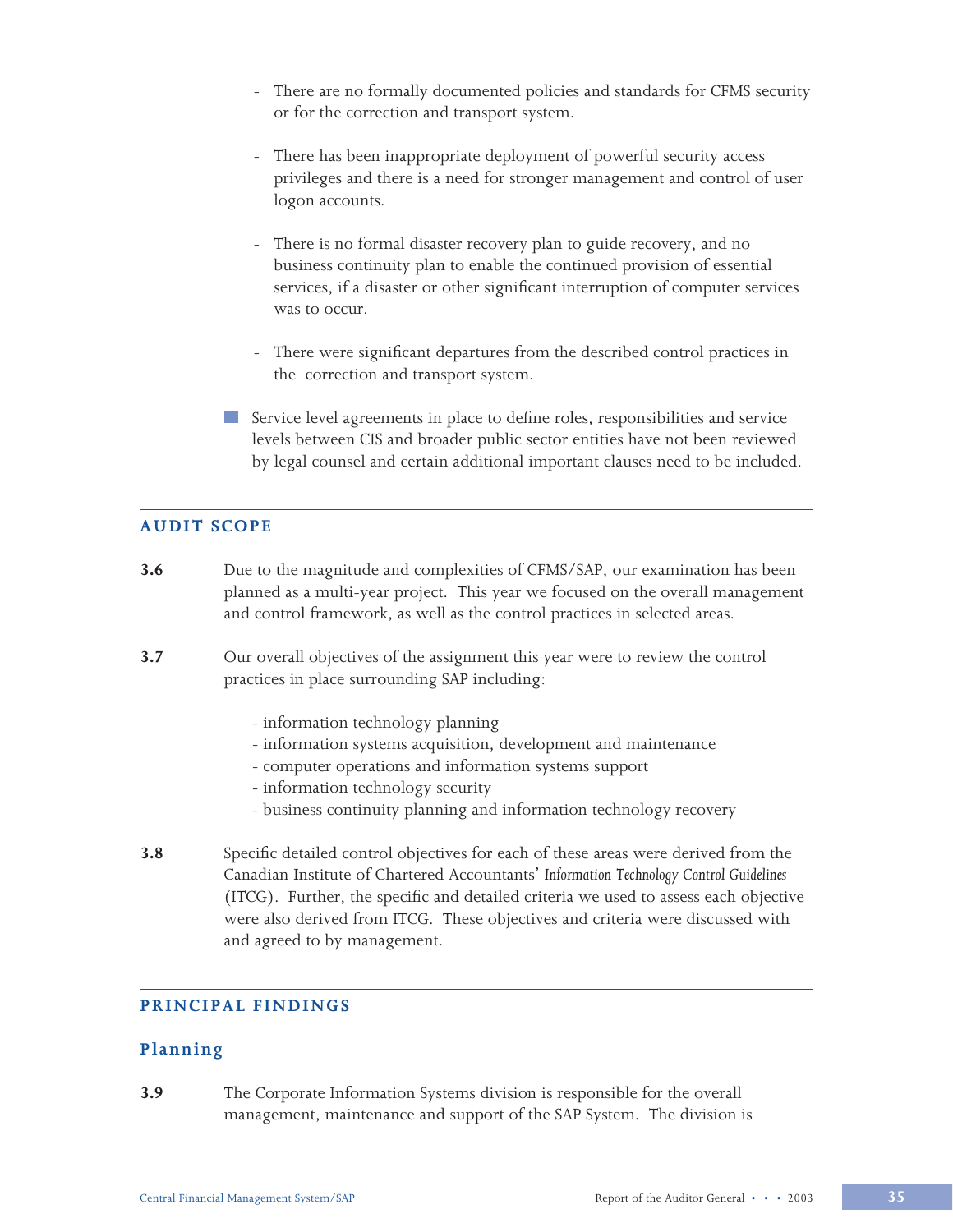- There are no formally documented policies and standards for CFMS security or for the correction and transport system.

  - There has been inappropriate deployment of powerful security access privileges and there is a need for stronger management and control of user logon accounts.

  - There is no formal disaster recovery plan to guide recovery, and no business continuity plan to enable the continued provision of essential services, if a disaster or other significant interruption of computer services was to occur.

  - There were significant departures from the described control practices in the correction and transport system.

- Service level agreements in place to define roles, responsibilities and service levels between CIS and broader public sector entities have not been reviewed by legal counsel and certain additional important clauses need to be included.

## AUDIT SCOPE

**3.6** Due to the magnitude and complexities of CFMS/SAP, our examination has been planned as a multi-year project. This year we focused on the overall management and control framework, as well as the control practices in selected areas.

**3.7** Our overall objectives of the assignment this year were to review the control practices in place surrounding SAP including:

- information technology planning
- information systems acquisition, development and maintenance
- computer operations and information systems support
- information technology security
- business continuity planning and information technology recovery

**3.8** Specific detailed control objectives for each of these areas were derived from the Canadian Institute of Chartered Accountants' *Information Technology Control Guidelines* (ITCG). Further, the specific and detailed criteria we used to assess each objective were also derived from ITCG. These objectives and criteria were discussed with and agreed to by management.

## PRINCIPAL FINDINGS

### Planning

**3.9** The Corporate Information Systems division is responsible for the overall management, maintenance and support of the SAP System. The division is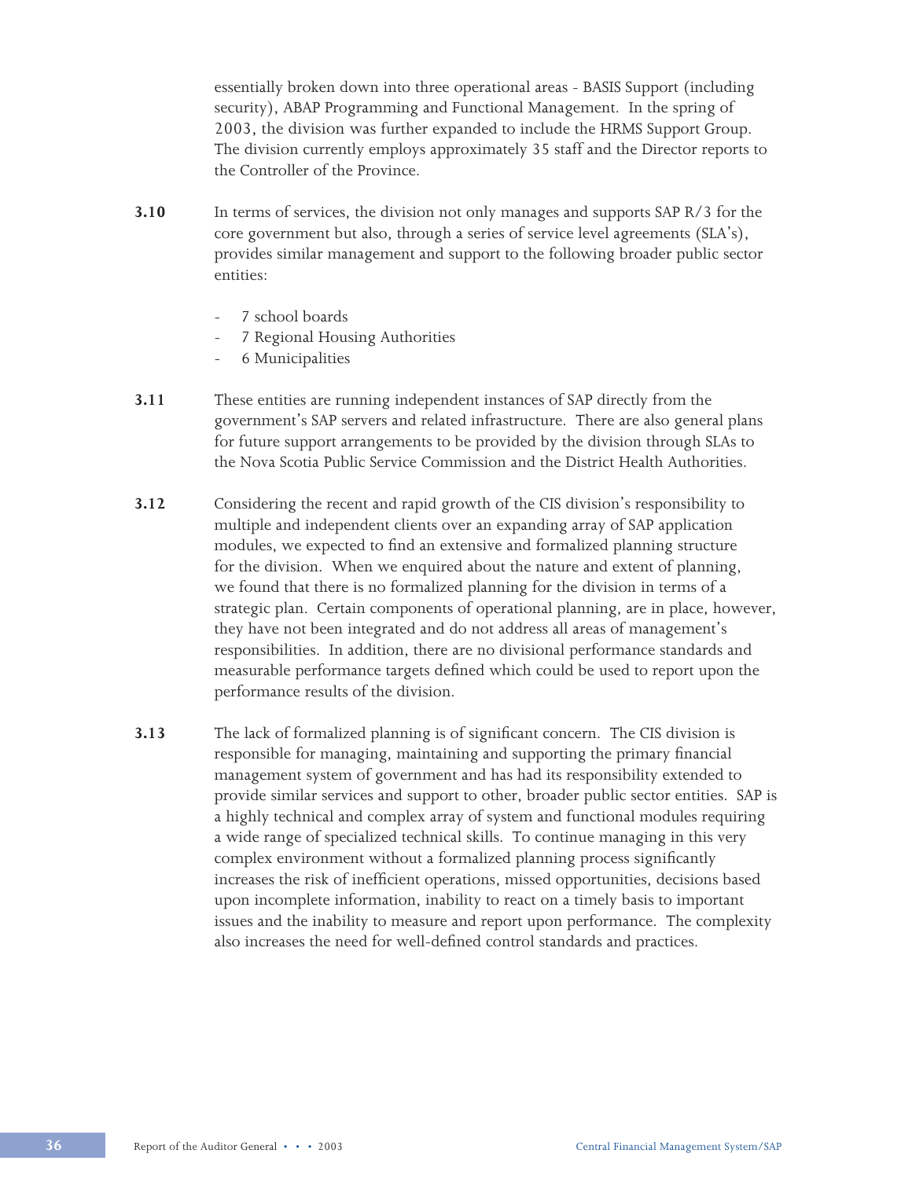essentially broken down into three operational areas - BASIS Support (including security), ABAP Programming and Functional Management. In the spring of 2003, the division was further expanded to include the HRMS Support Group. The division currently employs approximately 35 staff and the Director reports to the Controller of the Province.

**3.10** In terms of services, the division not only manages and supports SAP R/3 for the core government but also, through a series of service level agreements (SLA's), provides similar management and support to the following broader public sector entities:

- 7 school boards
- 7 Regional Housing Authorities
- 6 Municipalities

**3.11** These entities are running independent instances of SAP directly from the government's SAP servers and related infrastructure. There are also general plans for future support arrangements to be provided by the division through SLAs to the Nova Scotia Public Service Commission and the District Health Authorities.

**3.12** Considering the recent and rapid growth of the CIS division's responsibility to multiple and independent clients over an expanding array of SAP application modules, we expected to find an extensive and formalized planning structure for the division. When we enquired about the nature and extent of planning, we found that there is no formalized planning for the division in terms of a strategic plan. Certain components of operational planning, are in place, however, they have not been integrated and do not address all areas of management's responsibilities. In addition, there are no divisional performance standards and measurable performance targets defined which could be used to report upon the performance results of the division.

**3.13** The lack of formalized planning is of significant concern. The CIS division is responsible for managing, maintaining and supporting the primary financial management system of government and has had its responsibility extended to provide similar services and support to other, broader public sector entities. SAP is a highly technical and complex array of system and functional modules requiring a wide range of specialized technical skills. To continue managing in this very complex environment without a formalized planning process significantly increases the risk of inefficient operations, missed opportunities, decisions based upon incomplete information, inability to react on a timely basis to important issues and the inability to measure and report upon performance. The complexity also increases the need for well-defined control standards and practices.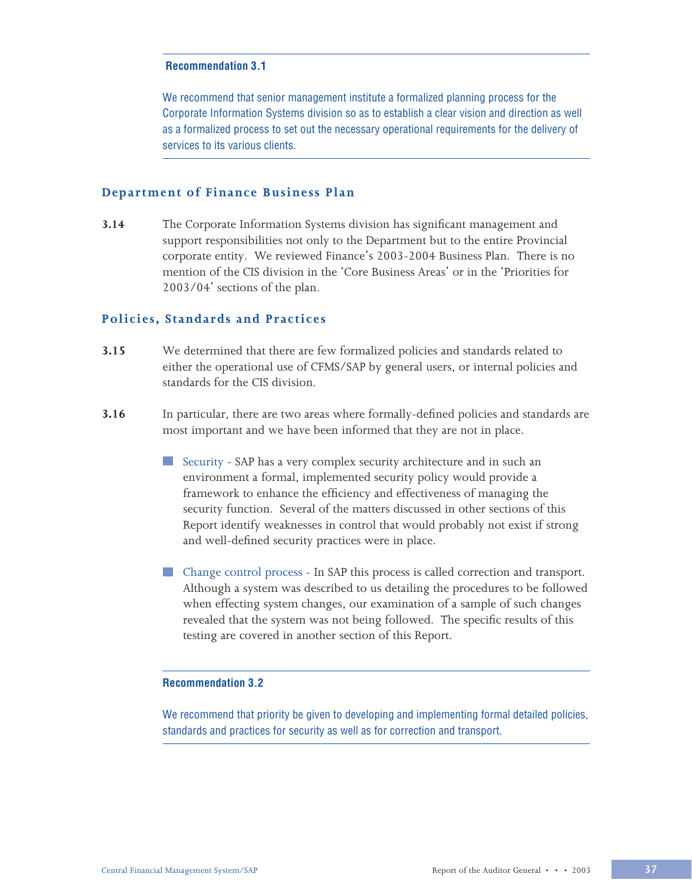**Recommendation 3.1**

We recommend that senior management institute a formalized planning process for the Corporate Information Systems division so as to establish a clear vision and direction as well as a formalized process to set out the necessary operational requirements for the delivery of services to its various clients.

## Department of Finance Business Plan

**3.14** The Corporate Information Systems division has significant management and support responsibilities not only to the Department but to the entire Provincial corporate entity. We reviewed Finance's 2003-2004 Business Plan. There is no mention of the CIS division in the 'Core Business Areas' or in the 'Priorities for 2003/04' sections of the plan.

## Policies, Standards and Practices

**3.15** We determined that there are few formalized policies and standards related to either the operational use of CFMS/SAP by general users, or internal policies and standards for the CIS division.

**3.16** In particular, there are two areas where formally-defined policies and standards are most important and we have been informed that they are not in place.

- Security - SAP has a very complex security architecture and in such an environment a formal, implemented security policy would provide a framework to enhance the efficiency and effectiveness of managing the security function. Several of the matters discussed in other sections of this Report identify weaknesses in control that would probably not exist if strong and well-defined security practices were in place.

- Change control process - In SAP this process is called correction and transport. Although a system was described to us detailing the procedures to be followed when effecting system changes, our examination of a sample of such changes revealed that the system was not being followed. The specific results of this testing are covered in another section of this Report.

**Recommendation 3.2**

We recommend that priority be given to developing and implementing formal detailed policies, standards and practices for security as well as for correction and transport.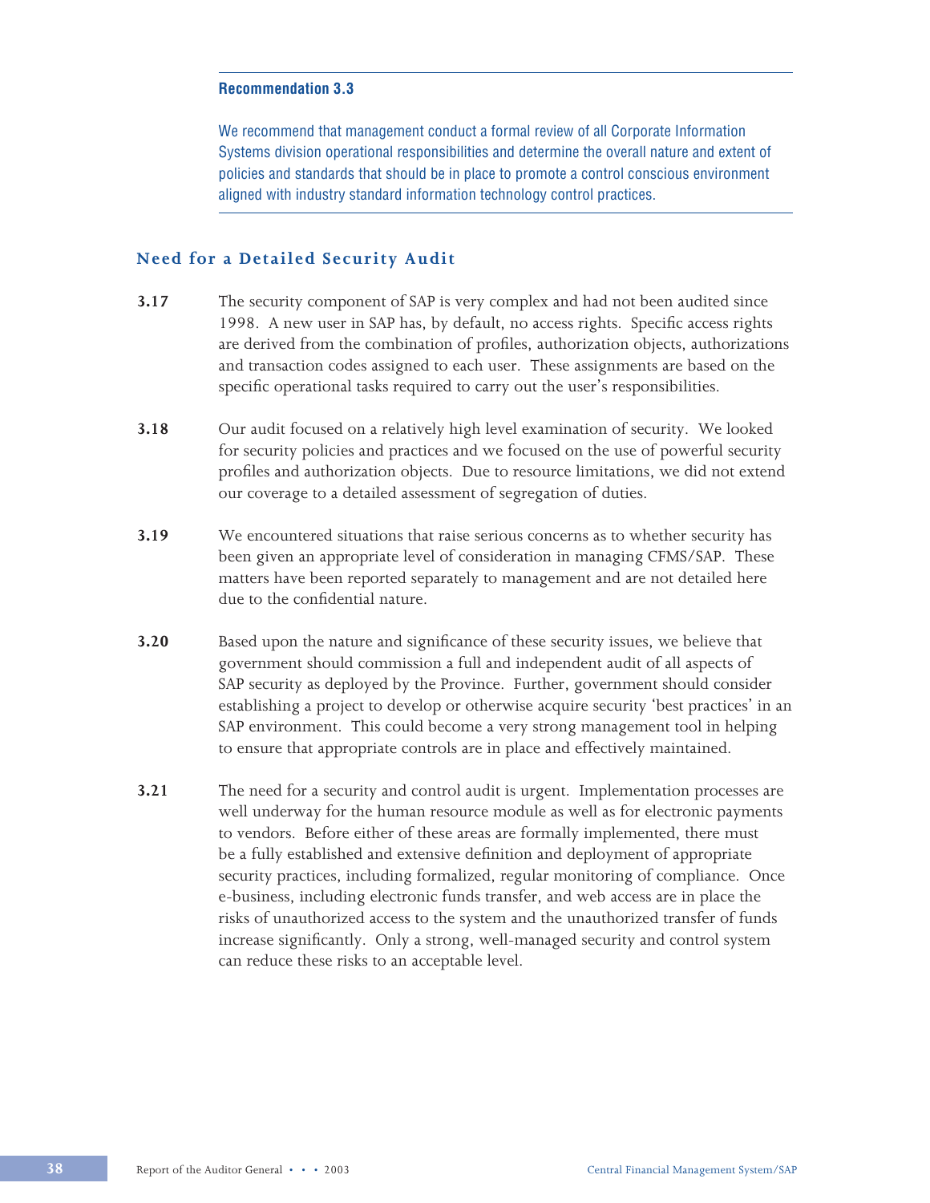**Recommendation 3.3**

We recommend that management conduct a formal review of all Corporate Information Systems division operational responsibilities and determine the overall nature and extent of policies and standards that should be in place to promote a control conscious environment aligned with industry standard information technology control practices.

## Need for a Detailed Security Audit

**3.17** The security component of SAP is very complex and had not been audited since 1998. A new user in SAP has, by default, no access rights. Specific access rights are derived from the combination of profiles, authorization objects, authorizations and transaction codes assigned to each user. These assignments are based on the specific operational tasks required to carry out the user's responsibilities.

**3.18** Our audit focused on a relatively high level examination of security. We looked for security policies and practices and we focused on the use of powerful security profiles and authorization objects. Due to resource limitations, we did not extend our coverage to a detailed assessment of segregation of duties.

**3.19** We encountered situations that raise serious concerns as to whether security has been given an appropriate level of consideration in managing CFMS/SAP. These matters have been reported separately to management and are not detailed here due to the confidential nature.

**3.20** Based upon the nature and significance of these security issues, we believe that government should commission a full and independent audit of all aspects of SAP security as deployed by the Province. Further, government should consider establishing a project to develop or otherwise acquire security 'best practices' in an SAP environment. This could become a very strong management tool in helping to ensure that appropriate controls are in place and effectively maintained.

**3.21** The need for a security and control audit is urgent. Implementation processes are well underway for the human resource module as well as for electronic payments to vendors. Before either of these areas are formally implemented, there must be a fully established and extensive definition and deployment of appropriate security practices, including formalized, regular monitoring of compliance. Once e-business, including electronic funds transfer, and web access are in place the risks of unauthorized access to the system and the unauthorized transfer of funds increase significantly. Only a strong, well-managed security and control system can reduce these risks to an acceptable level.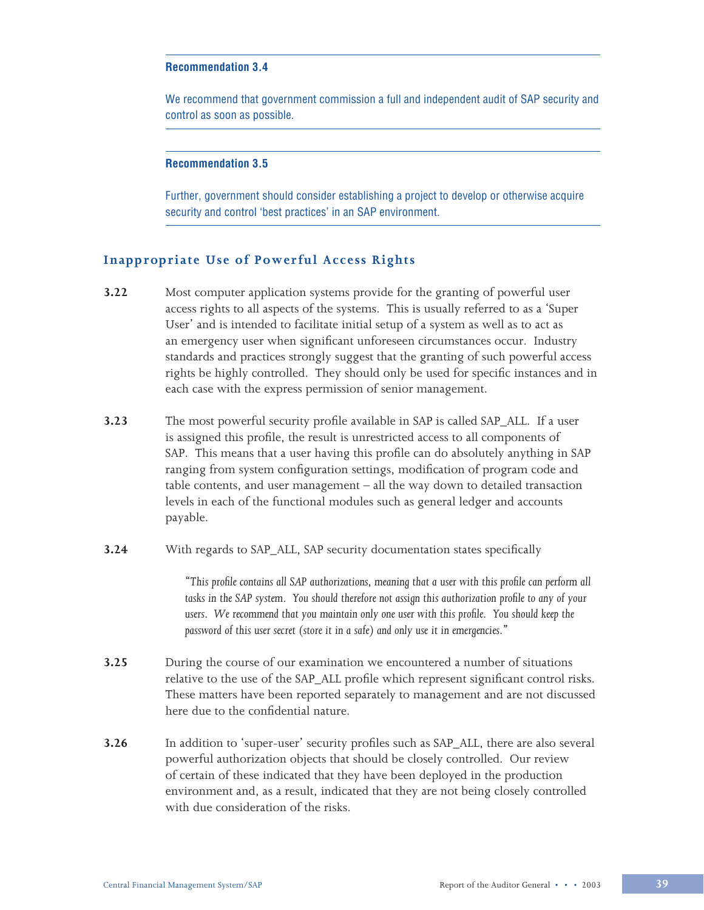**Recommendation 3.4**

We recommend that government commission a full and independent audit of SAP security and control as soon as possible.

**Recommendation 3.5**

Further, government should consider establishing a project to develop or otherwise acquire security and control 'best practices' in an SAP environment.

## Inappropriate Use of Powerful Access Rights

**3.22** Most computer application systems provide for the granting of powerful user access rights to all aspects of the systems. This is usually referred to as a 'Super User' and is intended to facilitate initial setup of a system as well as to act as an emergency user when significant unforeseen circumstances occur. Industry standards and practices strongly suggest that the granting of such powerful access rights be highly controlled. They should only be used for specific instances and in each case with the express permission of senior management.

**3.23** The most powerful security profile available in SAP is called SAP_ALL. If a user is assigned this profile, the result is unrestricted access to all components of SAP. This means that a user having this profile can do absolutely anything in SAP ranging from system configuration settings, modification of program code and table contents, and user management – all the way down to detailed transaction levels in each of the functional modules such as general ledger and accounts payable.

**3.24** With regards to SAP_ALL, SAP security documentation states specifically

> *"This profile contains all SAP authorizations, meaning that a user with this profile can perform all tasks in the SAP system. You should therefore not assign this authorization profile to any of your users. We recommend that you maintain only one user with this profile. You should keep the password of this user secret (store it in a safe) and only use it in emergencies."*

**3.25** During the course of our examination we encountered a number of situations relative to the use of the SAP_ALL profile which represent significant control risks. These matters have been reported separately to management and are not discussed here due to the confidential nature.

**3.26** In addition to 'super-user' security profiles such as SAP_ALL, there are also several powerful authorization objects that should be closely controlled. Our review of certain of these indicated that they have been deployed in the production environment and, as a result, indicated that they are not being closely controlled with due consideration of the risks.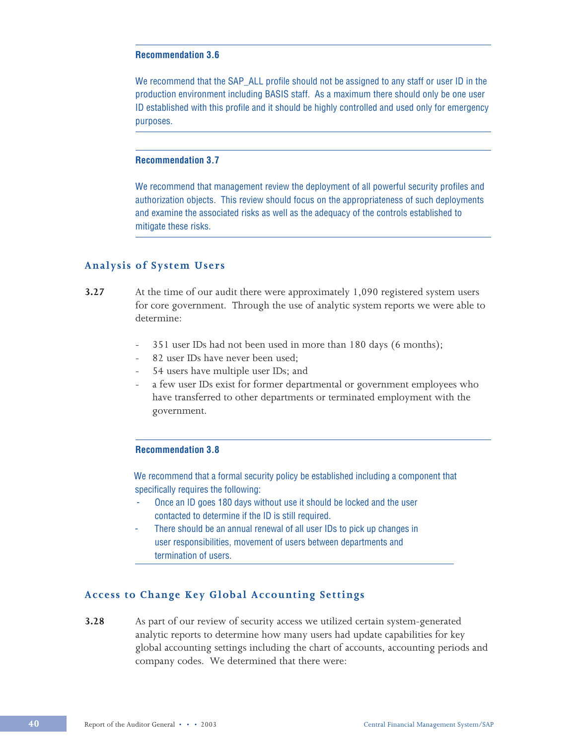**Recommendation 3.6**

We recommend that the SAP_ALL profile should not be assigned to any staff or user ID in the production environment including BASIS staff. As a maximum there should only be one user ID established with this profile and it should be highly controlled and used only for emergency purposes.

**Recommendation 3.7**

We recommend that management review the deployment of all powerful security profiles and authorization objects. This review should focus on the appropriateness of such deployments and examine the associated risks as well as the adequacy of the controls established to mitigate these risks.

## Analysis of System Users

**3.27** At the time of our audit there were approximately 1,090 registered system users for core government. Through the use of analytic system reports we were able to determine:

- 351 user IDs had not been used in more than 180 days (6 months);
- 82 user IDs have never been used;
- 54 users have multiple user IDs; and
- a few user IDs exist for former departmental or government employees who have transferred to other departments or terminated employment with the government.

**Recommendation 3.8**

We recommend that a formal security policy be established including a component that specifically requires the following:

- Once an ID goes 180 days without use it should be locked and the user contacted to determine if the ID is still required.
- There should be an annual renewal of all user IDs to pick up changes in user responsibilities, movement of users between departments and termination of users.

## Access to Change Key Global Accounting Settings

**3.28** As part of our review of security access we utilized certain system-generated analytic reports to determine how many users had update capabilities for key global accounting settings including the chart of accounts, accounting periods and company codes. We determined that there were: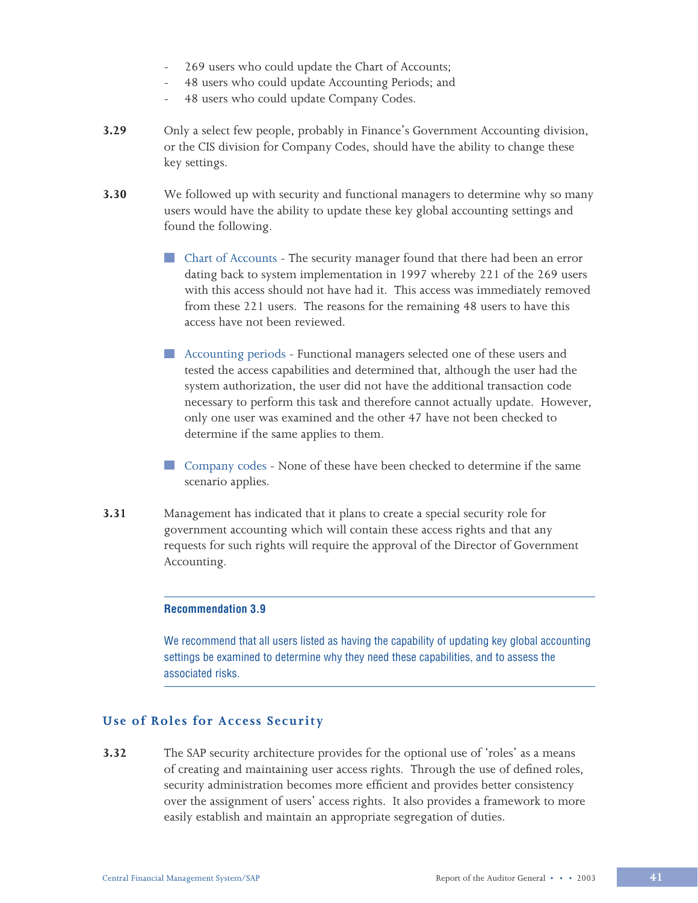- 269 users who could update the Chart of Accounts;
- 48 users who could update Accounting Periods; and
- 48 users who could update Company Codes.

**3.29** Only a select few people, probably in Finance's Government Accounting division, or the CIS division for Company Codes, should have the ability to change these key settings.

**3.30** We followed up with security and functional managers to determine why so many users would have the ability to update these key global accounting settings and found the following.

- Chart of Accounts - The security manager found that there had been an error dating back to system implementation in 1997 whereby 221 of the 269 users with this access should not have had it. This access was immediately removed from these 221 users. The reasons for the remaining 48 users to have this access have not been reviewed.

- Accounting periods - Functional managers selected one of these users and tested the access capabilities and determined that, although the user had the system authorization, the user did not have the additional transaction code necessary to perform this task and therefore cannot actually update. However, only one user was examined and the other 47 have not been checked to determine if the same applies to them.

- Company codes - None of these have been checked to determine if the same scenario applies.

**3.31** Management has indicated that it plans to create a special security role for government accounting which will contain these access rights and that any requests for such rights will require the approval of the Director of Government Accounting.

---

**Recommendation 3.9**

We recommend that all users listed as having the capability of updating key global accounting settings be examined to determine why they need these capabilities, and to assess the associated risks.

---

## Use of Roles for Access Security

**3.32** The SAP security architecture provides for the optional use of 'roles' as a means of creating and maintaining user access rights. Through the use of defined roles, security administration becomes more efficient and provides better consistency over the assignment of users' access rights. It also provides a framework to more easily establish and maintain an appropriate segregation of duties.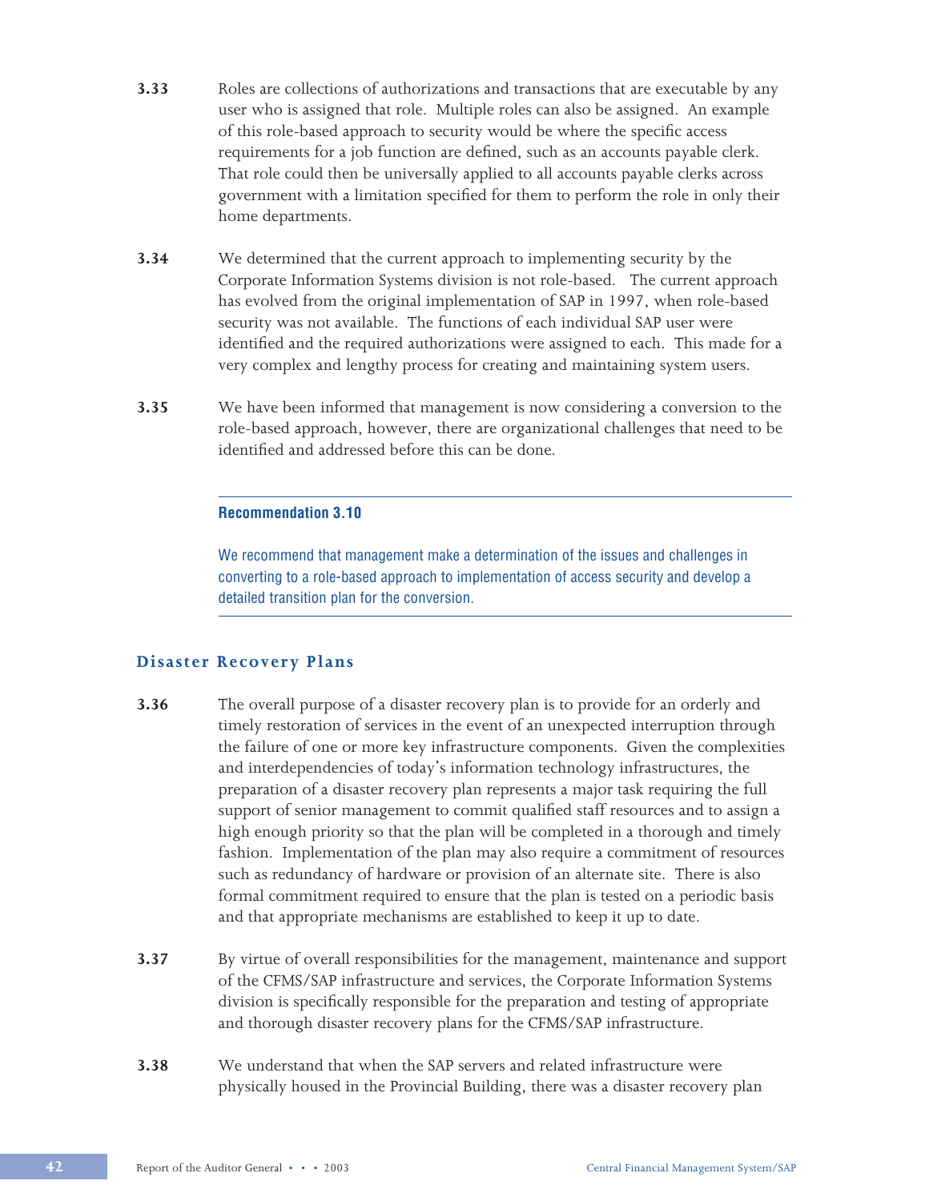**3.33** Roles are collections of authorizations and transactions that are executable by any user who is assigned that role. Multiple roles can also be assigned. An example of this role-based approach to security would be where the specific access requirements for a job function are defined, such as an accounts payable clerk. That role could then be universally applied to all accounts payable clerks across government with a limitation specified for them to perform the role in only their home departments.

**3.34** We determined that the current approach to implementing security by the Corporate Information Systems division is not role-based. The current approach has evolved from the original implementation of SAP in 1997, when role-based security was not available. The functions of each individual SAP user were identified and the required authorizations were assigned to each. This made for a very complex and lengthy process for creating and maintaining system users.

**3.35** We have been informed that management is now considering a conversion to the role-based approach, however, there are organizational challenges that need to be identified and addressed before this can be done.

---

**Recommendation 3.10**

We recommend that management make a determination of the issues and challenges in converting to a role-based approach to implementation of access security and develop a detailed transition plan for the conversion.

---

## Disaster Recovery Plans

**3.36** The overall purpose of a disaster recovery plan is to provide for an orderly and timely restoration of services in the event of an unexpected interruption through the failure of one or more key infrastructure components. Given the complexities and interdependencies of today's information technology infrastructures, the preparation of a disaster recovery plan represents a major task requiring the full support of senior management to commit qualified staff resources and to assign a high enough priority so that the plan will be completed in a thorough and timely fashion. Implementation of the plan may also require a commitment of resources such as redundancy of hardware or provision of an alternate site. There is also formal commitment required to ensure that the plan is tested on a periodic basis and that appropriate mechanisms are established to keep it up to date.

**3.37** By virtue of overall responsibilities for the management, maintenance and support of the CFMS/SAP infrastructure and services, the Corporate Information Systems division is specifically responsible for the preparation and testing of appropriate and thorough disaster recovery plans for the CFMS/SAP infrastructure.

**3.38** We understand that when the SAP servers and related infrastructure were physically housed in the Provincial Building, there was a disaster recovery plan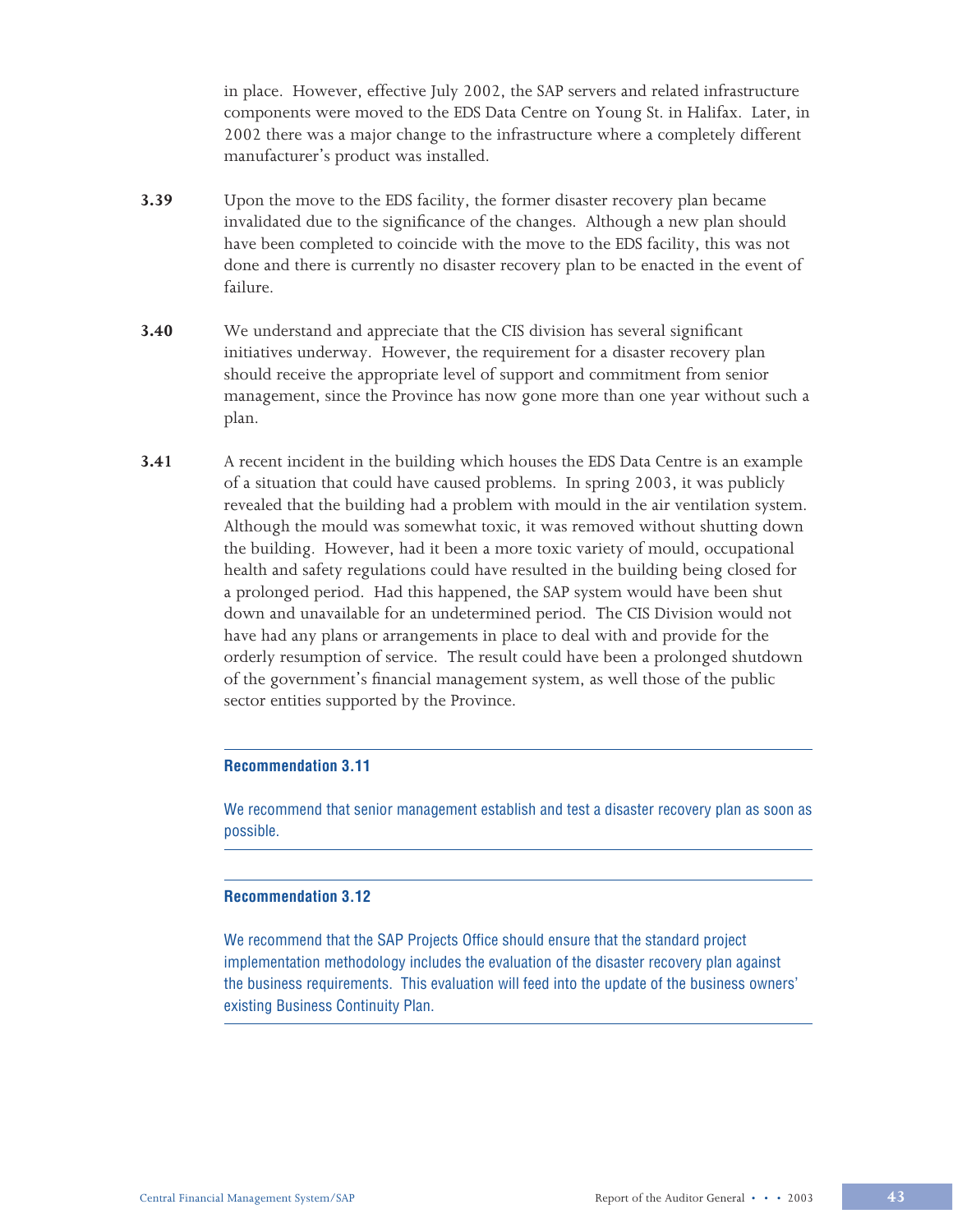in place. However, effective July 2002, the SAP servers and related infrastructure components were moved to the EDS Data Centre on Young St. in Halifax. Later, in 2002 there was a major change to the infrastructure where a completely different manufacturer's product was installed.

**3.39** Upon the move to the EDS facility, the former disaster recovery plan became invalidated due to the significance of the changes. Although a new plan should have been completed to coincide with the move to the EDS facility, this was not done and there is currently no disaster recovery plan to be enacted in the event of failure.

**3.40** We understand and appreciate that the CIS division has several significant initiatives underway. However, the requirement for a disaster recovery plan should receive the appropriate level of support and commitment from senior management, since the Province has now gone more than one year without such a plan.

**3.41** A recent incident in the building which houses the EDS Data Centre is an example of a situation that could have caused problems. In spring 2003, it was publicly revealed that the building had a problem with mould in the air ventilation system. Although the mould was somewhat toxic, it was removed without shutting down the building. However, had it been a more toxic variety of mould, occupational health and safety regulations could have resulted in the building being closed for a prolonged period. Had this happened, the SAP system would have been shut down and unavailable for an undetermined period. The CIS Division would not have had any plans or arrangements in place to deal with and provide for the orderly resumption of service. The result could have been a prolonged shutdown of the government's financial management system, as well those of the public sector entities supported by the Province.

**Recommendation 3.11**

We recommend that senior management establish and test a disaster recovery plan as soon as possible.

**Recommendation 3.12**

We recommend that the SAP Projects Office should ensure that the standard project implementation methodology includes the evaluation of the disaster recovery plan against the business requirements. This evaluation will feed into the update of the business owners' existing Business Continuity Plan.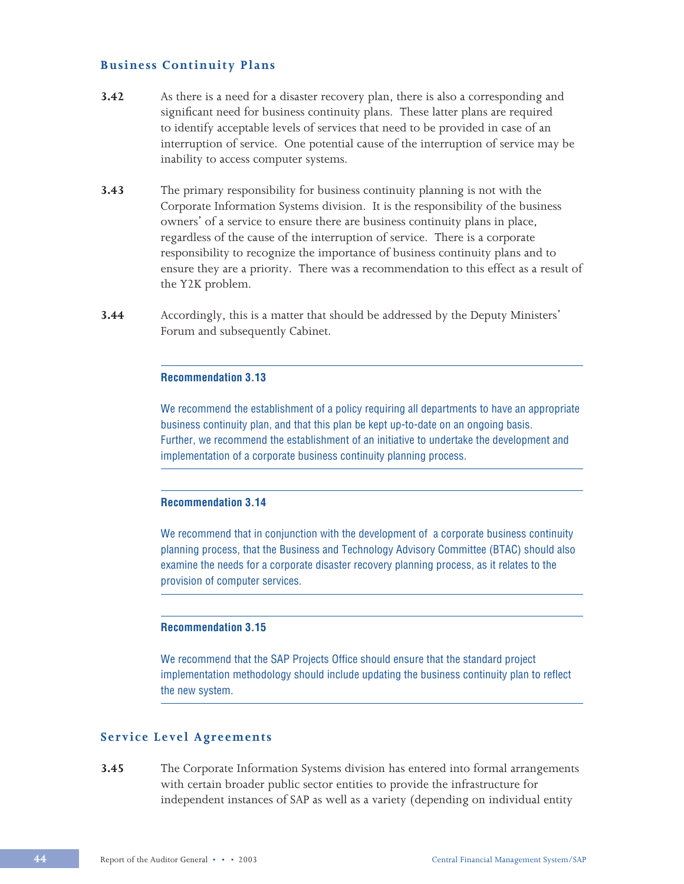## Business Continuity Plans

**3.42** As there is a need for a disaster recovery plan, there is also a corresponding and significant need for business continuity plans. These latter plans are required to identify acceptable levels of services that need to be provided in case of an interruption of service. One potential cause of the interruption of service may be inability to access computer systems.

**3.43** The primary responsibility for business continuity planning is not with the Corporate Information Systems division. It is the responsibility of the business owners' of a service to ensure there are business continuity plans in place, regardless of the cause of the interruption of service. There is a corporate responsibility to recognize the importance of business continuity plans and to ensure they are a priority. There was a recommendation to this effect as a result of the Y2K problem.

**3.44** Accordingly, this is a matter that should be addressed by the Deputy Ministers' Forum and subsequently Cabinet.

---

**Recommendation 3.13**

We recommend the establishment of a policy requiring all departments to have an appropriate business continuity plan, and that this plan be kept up-to-date on an ongoing basis. Further, we recommend the establishment of an initiative to undertake the development and implementation of a corporate business continuity planning process.

---

**Recommendation 3.14**

We recommend that in conjunction with the development of a corporate business continuity planning process, that the Business and Technology Advisory Committee (BTAC) should also examine the needs for a corporate disaster recovery planning process, as it relates to the provision of computer services.

---

**Recommendation 3.15**

We recommend that the SAP Projects Office should ensure that the standard project implementation methodology should include updating the business continuity plan to reflect the new system.

---

## Service Level Agreements

**3.45** The Corporate Information Systems division has entered into formal arrangements with certain broader public sector entities to provide the infrastructure for independent instances of SAP as well as a variety (depending on individual entity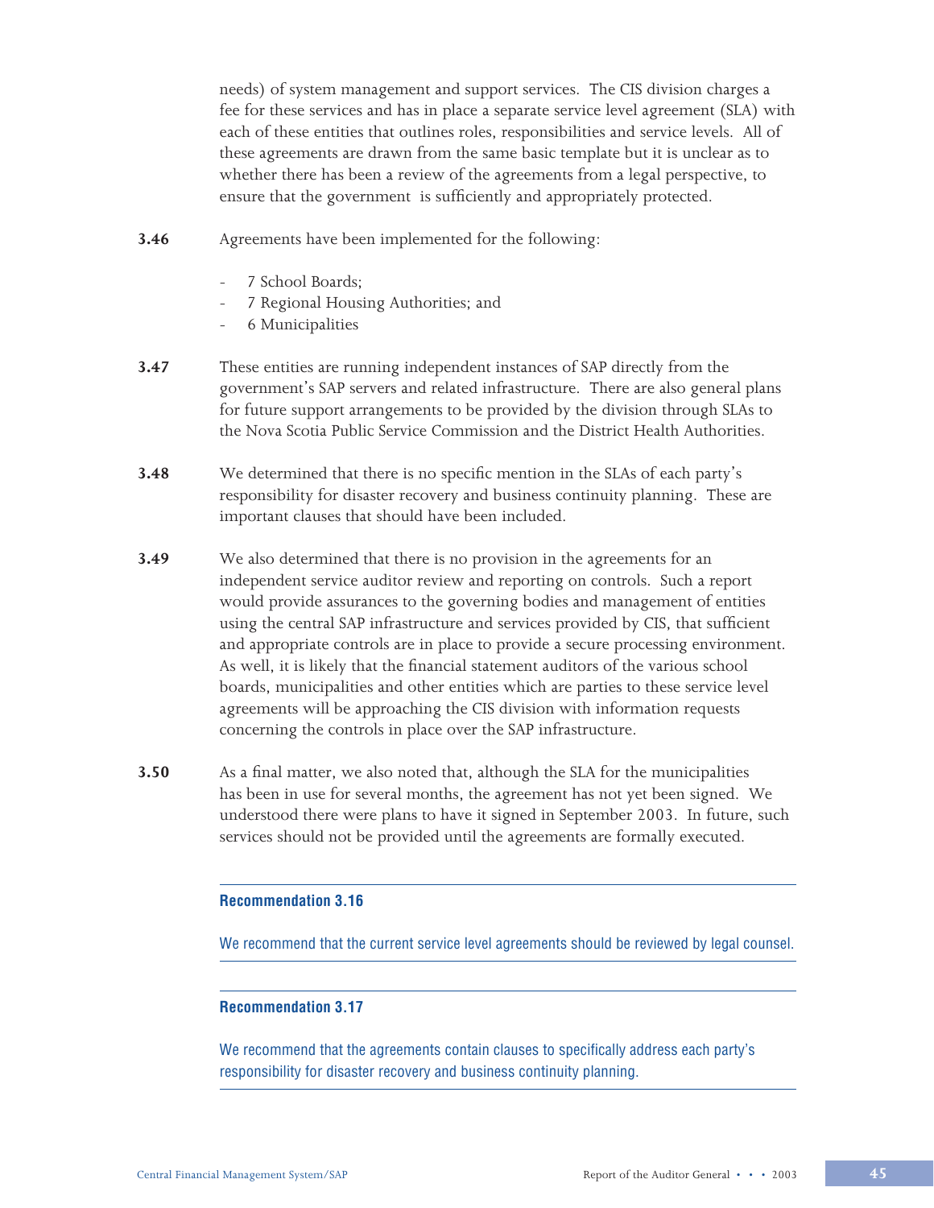needs) of system management and support services. The CIS division charges a fee for these services and has in place a separate service level agreement (SLA) with each of these entities that outlines roles, responsibilities and service levels. All of these agreements are drawn from the same basic template but it is unclear as to whether there has been a review of the agreements from a legal perspective, to ensure that the government is sufficiently and appropriately protected.

**3.46** Agreements have been implemented for the following:

- 7 School Boards;
- 7 Regional Housing Authorities; and
- 6 Municipalities

**3.47** These entities are running independent instances of SAP directly from the government's SAP servers and related infrastructure. There are also general plans for future support arrangements to be provided by the division through SLAs to the Nova Scotia Public Service Commission and the District Health Authorities.

**3.48** We determined that there is no specific mention in the SLAs of each party's responsibility for disaster recovery and business continuity planning. These are important clauses that should have been included.

**3.49** We also determined that there is no provision in the agreements for an independent service auditor review and reporting on controls. Such a report would provide assurances to the governing bodies and management of entities using the central SAP infrastructure and services provided by CIS, that sufficient and appropriate controls are in place to provide a secure processing environment. As well, it is likely that the financial statement auditors of the various school boards, municipalities and other entities which are parties to these service level agreements will be approaching the CIS division with information requests concerning the controls in place over the SAP infrastructure.

**3.50** As a final matter, we also noted that, although the SLA for the municipalities has been in use for several months, the agreement has not yet been signed. We understood there were plans to have it signed in September 2003. In future, such services should not be provided until the agreements are formally executed.

---

**Recommendation 3.16**

We recommend that the current service level agreements should be reviewed by legal counsel.

---

**Recommendation 3.17**

We recommend that the agreements contain clauses to specifically address each party's responsibility for disaster recovery and business continuity planning.

---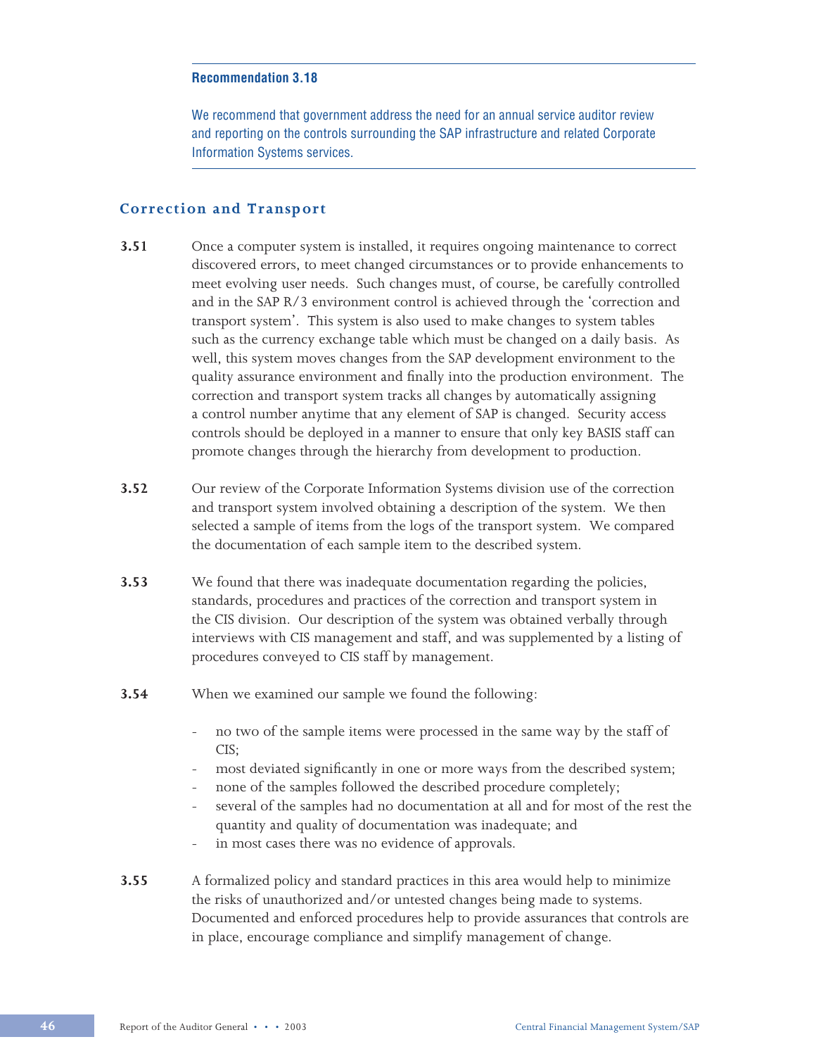**Recommendation 3.18**

We recommend that government address the need for an annual service auditor review and reporting on the controls surrounding the SAP infrastructure and related Corporate Information Systems services.

## Correction and Transport

**3.51** Once a computer system is installed, it requires ongoing maintenance to correct discovered errors, to meet changed circumstances or to provide enhancements to meet evolving user needs. Such changes must, of course, be carefully controlled and in the SAP R/3 environment control is achieved through the 'correction and transport system'. This system is also used to make changes to system tables such as the currency exchange table which must be changed on a daily basis. As well, this system moves changes from the SAP development environment to the quality assurance environment and finally into the production environment. The correction and transport system tracks all changes by automatically assigning a control number anytime that any element of SAP is changed. Security access controls should be deployed in a manner to ensure that only key BASIS staff can promote changes through the hierarchy from development to production.

**3.52** Our review of the Corporate Information Systems division use of the correction and transport system involved obtaining a description of the system. We then selected a sample of items from the logs of the transport system. We compared the documentation of each sample item to the described system.

**3.53** We found that there was inadequate documentation regarding the policies, standards, procedures and practices of the correction and transport system in the CIS division. Our description of the system was obtained verbally through interviews with CIS management and staff, and was supplemented by a listing of procedures conveyed to CIS staff by management.

**3.54** When we examined our sample we found the following:

- no two of the sample items were processed in the same way by the staff of CIS;
- most deviated significantly in one or more ways from the described system;
- none of the samples followed the described procedure completely;
- several of the samples had no documentation at all and for most of the rest the quantity and quality of documentation was inadequate; and
- in most cases there was no evidence of approvals.

**3.55** A formalized policy and standard practices in this area would help to minimize the risks of unauthorized and/or untested changes being made to systems. Documented and enforced procedures help to provide assurances that controls are in place, encourage compliance and simplify management of change.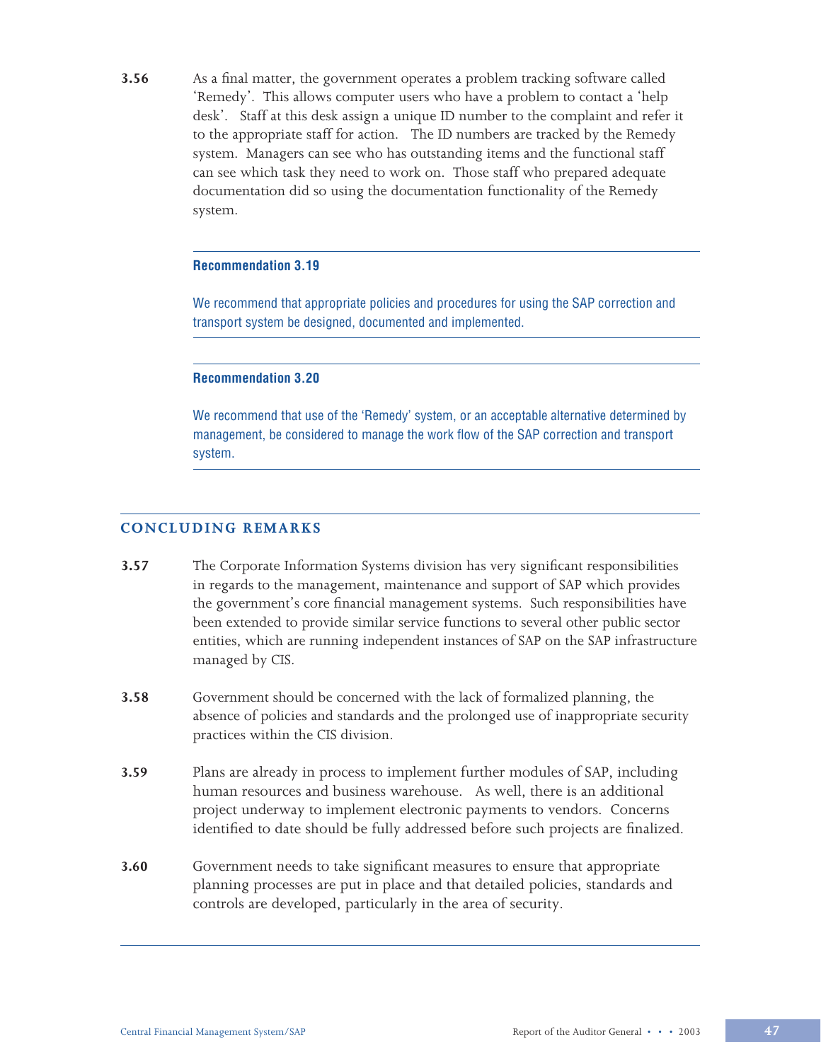**3.56** As a final matter, the government operates a problem tracking software called 'Remedy'. This allows computer users who have a problem to contact a 'help desk'. Staff at this desk assign a unique ID number to the complaint and refer it to the appropriate staff for action. The ID numbers are tracked by the Remedy system. Managers can see who has outstanding items and the functional staff can see which task they need to work on. Those staff who prepared adequate documentation did so using the documentation functionality of the Remedy system.

---

**Recommendation 3.19**

We recommend that appropriate policies and procedures for using the SAP correction and transport system be designed, documented and implemented.

---

**Recommendation 3.20**

We recommend that use of the 'Remedy' system, or an acceptable alternative determined by management, be considered to manage the work flow of the SAP correction and transport system.

---

## CONCLUDING REMARKS

**3.57** The Corporate Information Systems division has very significant responsibilities in regards to the management, maintenance and support of SAP which provides the government's core financial management systems. Such responsibilities have been extended to provide similar service functions to several other public sector entities, which are running independent instances of SAP on the SAP infrastructure managed by CIS.

**3.58** Government should be concerned with the lack of formalized planning, the absence of policies and standards and the prolonged use of inappropriate security practices within the CIS division.

**3.59** Plans are already in process to implement further modules of SAP, including human resources and business warehouse. As well, there is an additional project underway to implement electronic payments to vendors. Concerns identified to date should be fully addressed before such projects are finalized.

**3.60** Government needs to take significant measures to ensure that appropriate planning processes are put in place and that detailed policies, standards and controls are developed, particularly in the area of security.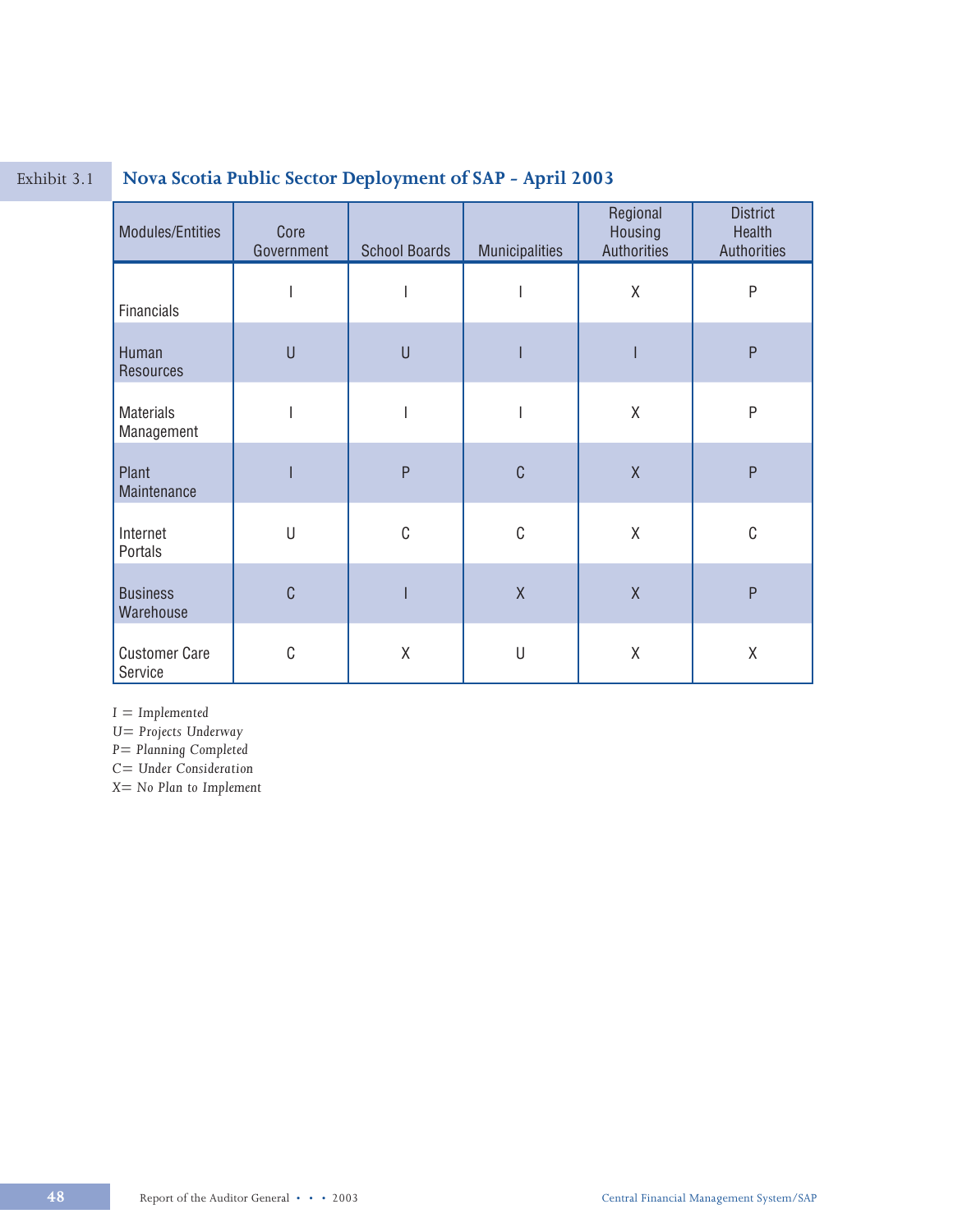## Exhibit 3.1 Nova Scotia Public Sector Deployment of SAP - April 2003

| Modules/Entities | Core Government | School Boards | Municipalities | Regional Housing Authorities | District Health Authorities |
|---|---|---|---|---|---|
| Financials | I | I | I | X | P |
| Human Resources | U | U | I | I | P |
| Materials Management | I | I | I | X | P |
| Plant Maintenance | I | P | C | X | P |
| Internet Portals | U | C | C | X | C |
| Business Warehouse | C | I | X | X | P |
| Customer Care Service | C | X | U | X | X |

*I = Implemented*
*U= Projects Underway*
*P= Planning Completed*
*C= Under Consideration*
*X= No Plan to Implement*